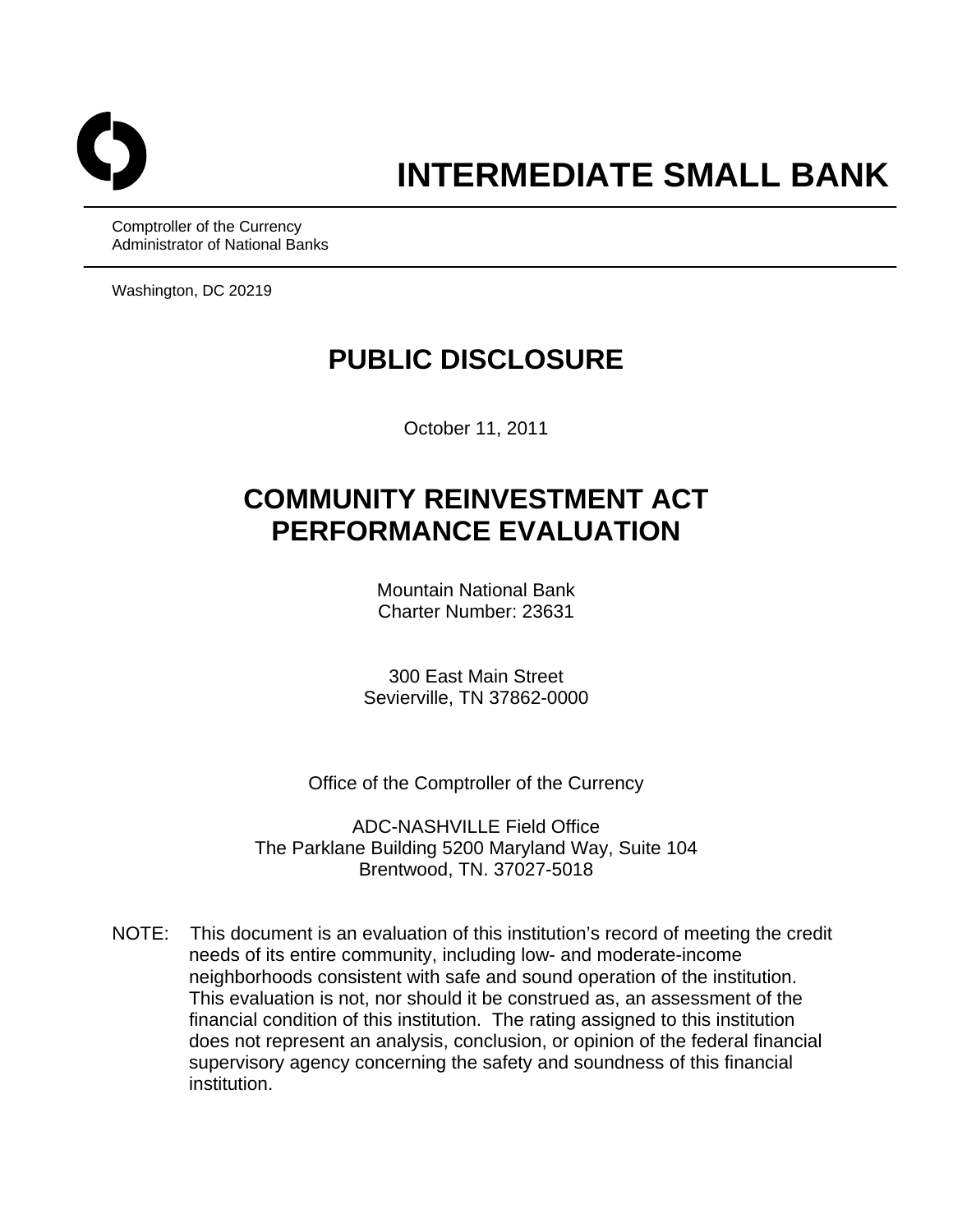# INTERMEDIATE SMALL BANK

Comptroller of the Currency
Administrator of National Banks

Washington, DC 20219

## PUBLIC DISCLOSURE

October 11, 2011

## COMMUNITY REINVESTMENT ACT PERFORMANCE EVALUATION

Mountain National Bank
Charter Number: 23631

300 East Main Street
Sevierville, TN 37862-0000

Office of the Comptroller of the Currency

ADC-NASHVILLE Field Office
The Parklane Building 5200 Maryland Way, Suite 104
Brentwood, TN. 37027-5018

NOTE: This document is an evaluation of this institution's record of meeting the credit needs of its entire community, including low- and moderate-income neighborhoods consistent with safe and sound operation of the institution. This evaluation is not, nor should it be construed as, an assessment of the financial condition of this institution. The rating assigned to this institution does not represent an analysis, conclusion, or opinion of the federal financial supervisory agency concerning the safety and soundness of this financial institution.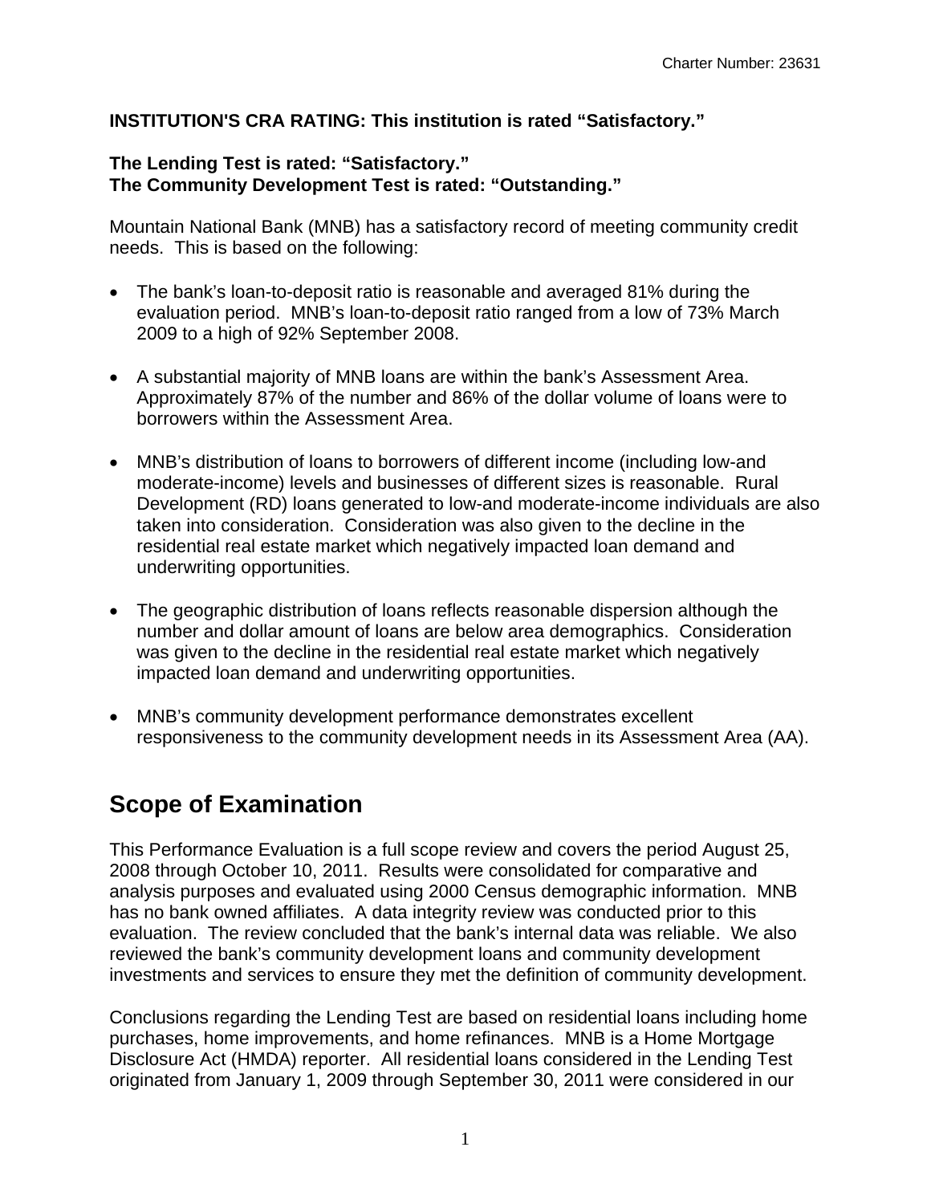**INSTITUTION'S CRA RATING: This institution is rated "Satisfactory."**

**The Lending Test is rated: "Satisfactory."**
**The Community Development Test is rated: "Outstanding."**

Mountain National Bank (MNB) has a satisfactory record of meeting community credit needs. This is based on the following:

- The bank's loan-to-deposit ratio is reasonable and averaged 81% during the evaluation period. MNB's loan-to-deposit ratio ranged from a low of 73% March 2009 to a high of 92% September 2008.

- A substantial majority of MNB loans are within the bank's Assessment Area. Approximately 87% of the number and 86% of the dollar volume of loans were to borrowers within the Assessment Area.

- MNB's distribution of loans to borrowers of different income (including low-and moderate-income) levels and businesses of different sizes is reasonable. Rural Development (RD) loans generated to low-and moderate-income individuals are also taken into consideration. Consideration was also given to the decline in the residential real estate market which negatively impacted loan demand and underwriting opportunities.

- The geographic distribution of loans reflects reasonable dispersion although the number and dollar amount of loans are below area demographics. Consideration was given to the decline in the residential real estate market which negatively impacted loan demand and underwriting opportunities.

- MNB's community development performance demonstrates excellent responsiveness to the community development needs in its Assessment Area (AA).

# Scope of Examination

This Performance Evaluation is a full scope review and covers the period August 25, 2008 through October 10, 2011. Results were consolidated for comparative and analysis purposes and evaluated using 2000 Census demographic information. MNB has no bank owned affiliates. A data integrity review was conducted prior to this evaluation. The review concluded that the bank's internal data was reliable. We also reviewed the bank's community development loans and community development investments and services to ensure they met the definition of community development.

Conclusions regarding the Lending Test are based on residential loans including home purchases, home improvements, and home refinances. MNB is a Home Mortgage Disclosure Act (HMDA) reporter. All residential loans considered in the Lending Test originated from January 1, 2009 through September 30, 2011 were considered in our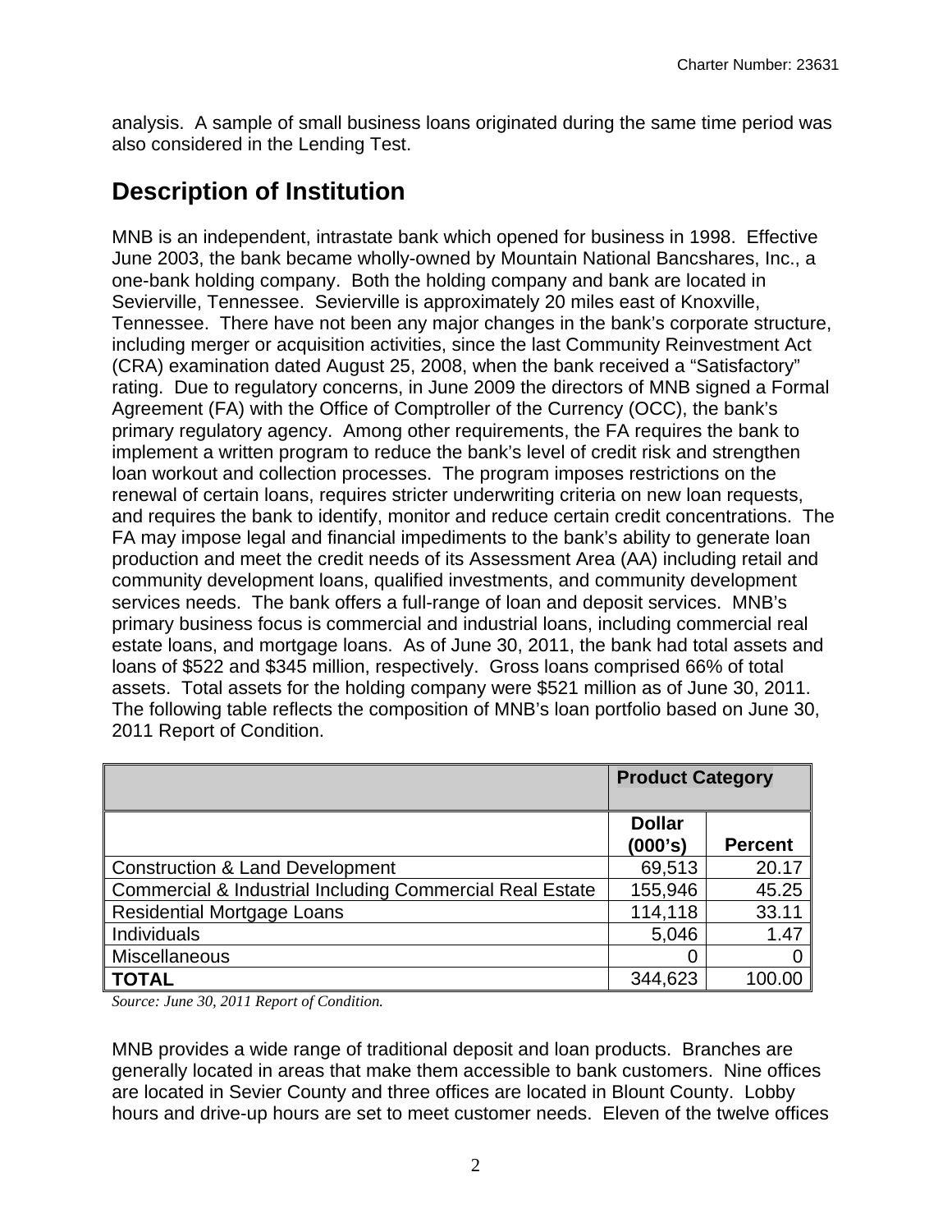analysis. A sample of small business loans originated during the same time period was also considered in the Lending Test.

## Description of Institution

MNB is an independent, intrastate bank which opened for business in 1998. Effective June 2003, the bank became wholly-owned by Mountain National Bancshares, Inc., a one-bank holding company. Both the holding company and bank are located in Sevierville, Tennessee. Sevierville is approximately 20 miles east of Knoxville, Tennessee. There have not been any major changes in the bank's corporate structure, including merger or acquisition activities, since the last Community Reinvestment Act (CRA) examination dated August 25, 2008, when the bank received a "Satisfactory" rating. Due to regulatory concerns, in June 2009 the directors of MNB signed a Formal Agreement (FA) with the Office of Comptroller of the Currency (OCC), the bank's primary regulatory agency. Among other requirements, the FA requires the bank to implement a written program to reduce the bank's level of credit risk and strengthen loan workout and collection processes. The program imposes restrictions on the renewal of certain loans, requires stricter underwriting criteria on new loan requests, and requires the bank to identify, monitor and reduce certain credit concentrations. The FA may impose legal and financial impediments to the bank's ability to generate loan production and meet the credit needs of its Assessment Area (AA) including retail and community development loans, qualified investments, and community development services needs. The bank offers a full-range of loan and deposit services. MNB's primary business focus is commercial and industrial loans, including commercial real estate loans, and mortgage loans. As of June 30, 2011, the bank had total assets and loans of $522 and $345 million, respectively. Gross loans comprised 66% of total assets. Total assets for the holding company were $521 million as of June 30, 2011. The following table reflects the composition of MNB's loan portfolio based on June 30, 2011 Report of Condition.

| | **Product Category** | |
|---|---|---|
| | **Dollar (000's)** | **Percent** |
| Construction & Land Development | 69,513 | 20.17 |
| Commercial & Industrial Including Commercial Real Estate | 155,946 | 45.25 |
| Residential Mortgage Loans | 114,118 | 33.11 |
| Individuals | 5,046 | 1.47 |
| Miscellaneous | 0 | 0 |
| **TOTAL** | 344,623 | 100.00 |

*Source: June 30, 2011 Report of Condition.*

MNB provides a wide range of traditional deposit and loan products. Branches are generally located in areas that make them accessible to bank customers. Nine offices are located in Sevier County and three offices are located in Blount County. Lobby hours and drive-up hours are set to meet customer needs. Eleven of the twelve offices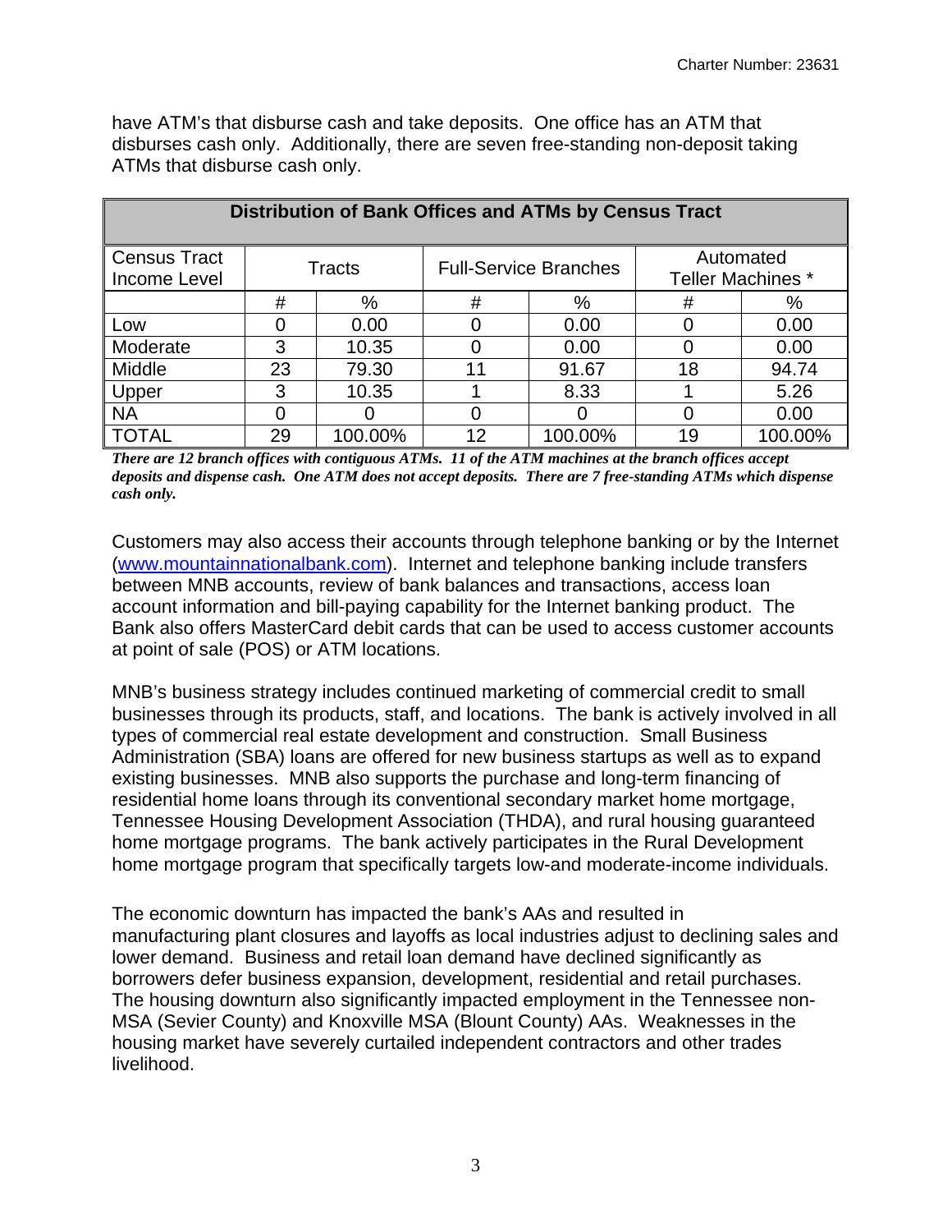have ATM's that disburse cash and take deposits. One office has an ATM that disburses cash only. Additionally, there are seven free-standing non-deposit taking ATMs that disburse cash only.

| Distribution of Bank Offices and ATMs by Census Tract | | | | | | |
|---|---|---|---|---|---|---|
| Census Tract Income Level | Tracts | | Full-Service Branches | | Automated Teller Machines * | |
| | # | % | # | % | # | % |
| Low | 0 | 0.00 | 0 | 0.00 | 0 | 0.00 |
| Moderate | 3 | 10.35 | 0 | 0.00 | 0 | 0.00 |
| Middle | 23 | 79.30 | 11 | 91.67 | 18 | 94.74 |
| Upper | 3 | 10.35 | 1 | 8.33 | 1 | 5.26 |
| NA | 0 | 0 | 0 | 0 | 0 | 0.00 |
| TOTAL | 29 | 100.00% | 12 | 100.00% | 19 | 100.00% |

***There are 12 branch offices with contiguous ATMs. 11 of the ATM machines at the branch offices accept deposits and dispense cash. One ATM does not accept deposits. There are 7 free-standing ATMs which dispense cash only.***

Customers may also access their accounts through telephone banking or by the Internet (www.mountainnationalbank.com). Internet and telephone banking include transfers between MNB accounts, review of bank balances and transactions, access loan account information and bill-paying capability for the Internet banking product. The Bank also offers MasterCard debit cards that can be used to access customer accounts at point of sale (POS) or ATM locations.

MNB's business strategy includes continued marketing of commercial credit to small businesses through its products, staff, and locations. The bank is actively involved in all types of commercial real estate development and construction. Small Business Administration (SBA) loans are offered for new business startups as well as to expand existing businesses. MNB also supports the purchase and long-term financing of residential home loans through its conventional secondary market home mortgage, Tennessee Housing Development Association (THDA), and rural housing guaranteed home mortgage programs. The bank actively participates in the Rural Development home mortgage program that specifically targets low-and moderate-income individuals.

The economic downturn has impacted the bank's AAs and resulted in manufacturing plant closures and layoffs as local industries adjust to declining sales and lower demand. Business and retail loan demand have declined significantly as borrowers defer business expansion, development, residential and retail purchases. The housing downturn also significantly impacted employment in the Tennessee non-MSA (Sevier County) and Knoxville MSA (Blount County) AAs. Weaknesses in the housing market have severely curtailed independent contractors and other trades livelihood.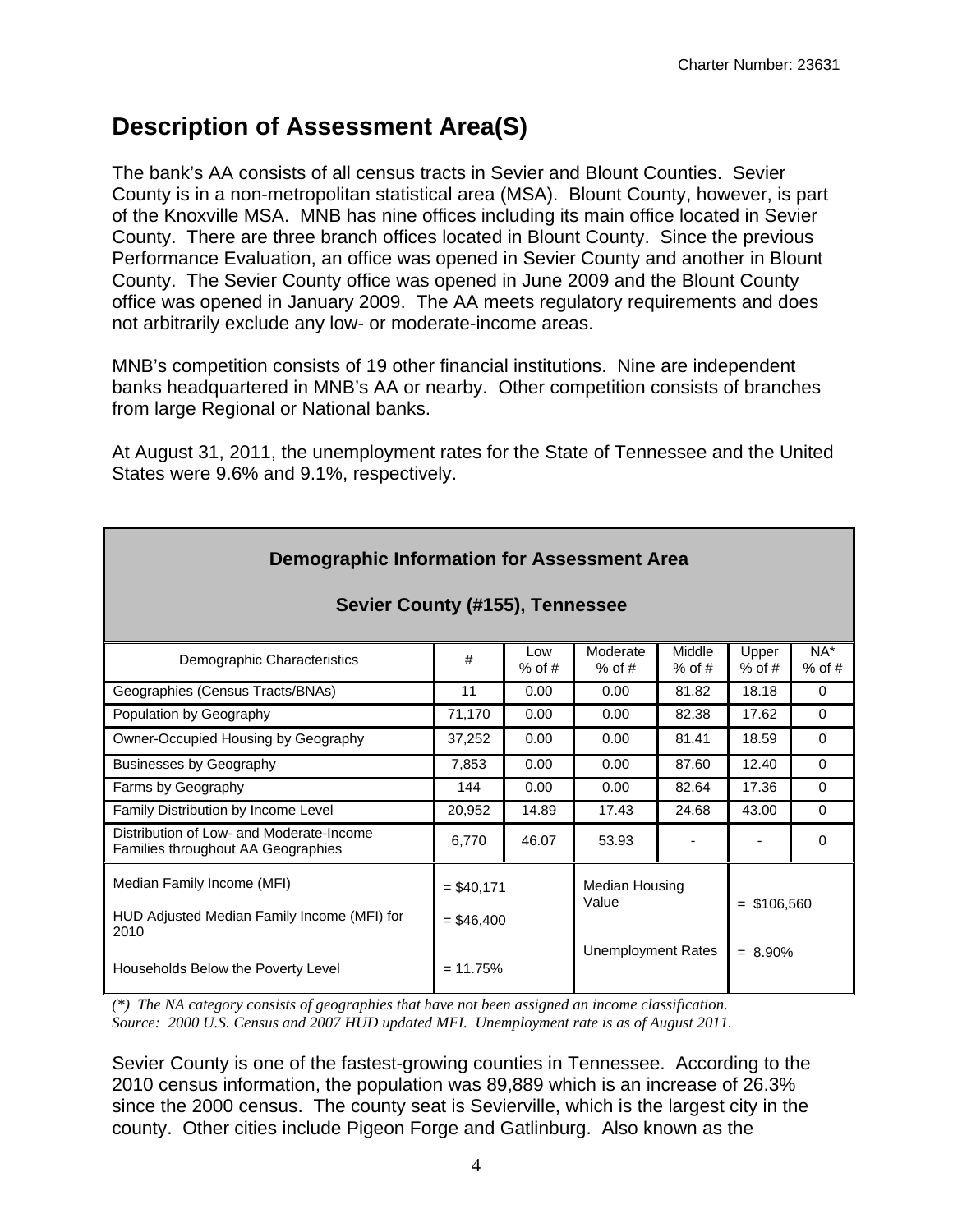# Description of Assessment Area(S)

The bank's AA consists of all census tracts in Sevier and Blount Counties. Sevier County is in a non-metropolitan statistical area (MSA). Blount County, however, is part of the Knoxville MSA. MNB has nine offices including its main office located in Sevier County. There are three branch offices located in Blount County. Since the previous Performance Evaluation, an office was opened in Sevier County and another in Blount County. The Sevier County office was opened in June 2009 and the Blount County office was opened in January 2009. The AA meets regulatory requirements and does not arbitrarily exclude any low- or moderate-income areas.

MNB's competition consists of 19 other financial institutions. Nine are independent banks headquartered in MNB's AA or nearby. Other competition consists of branches from large Regional or National banks.

At August 31, 2011, the unemployment rates for the State of Tennessee and the United States were 9.6% and 9.1%, respectively.

**Demographic Information for Assessment Area**

**Sevier County (#155), Tennessee**

| Demographic Characteristics | # | Low % of # | Moderate % of # | Middle % of # | Upper % of # | NA* % of # |
|---|---|---|---|---|---|---|
| Geographies (Census Tracts/BNAs) | 11 | 0.00 | 0.00 | 81.82 | 18.18 | 0 |
| Population by Geography | 71,170 | 0.00 | 0.00 | 82.38 | 17.62 | 0 |
| Owner-Occupied Housing by Geography | 37,252 | 0.00 | 0.00 | 81.41 | 18.59 | 0 |
| Businesses by Geography | 7,853 | 0.00 | 0.00 | 87.60 | 12.40 | 0 |
| Farms by Geography | 144 | 0.00 | 0.00 | 82.64 | 17.36 | 0 |
| Family Distribution by Income Level | 20,952 | 14.89 | 17.43 | 24.68 | 43.00 | 0 |
| Distribution of Low- and Moderate-Income Families throughout AA Geographies | 6,770 | 46.07 | 53.93 | - | - | 0 |
| Median Family Income (MFI) | = $40,171 | | Median Housing Value | | = $106,560 | |
| HUD Adjusted Median Family Income (MFI) for 2010 | = $46,400 | | | | | |
| Households Below the Poverty Level | = 11.75% | | Unemployment Rates | | = 8.90% | |

*(\*) The NA category consists of geographies that have not been assigned an income classification.*
*Source: 2000 U.S. Census and 2007 HUD updated MFI. Unemployment rate is as of August 2011.*

Sevier County is one of the fastest-growing counties in Tennessee. According to the 2010 census information, the population was 89,889 which is an increase of 26.3% since the 2000 census. The county seat is Sevierville, which is the largest city in the county. Other cities include Pigeon Forge and Gatlinburg. Also known as the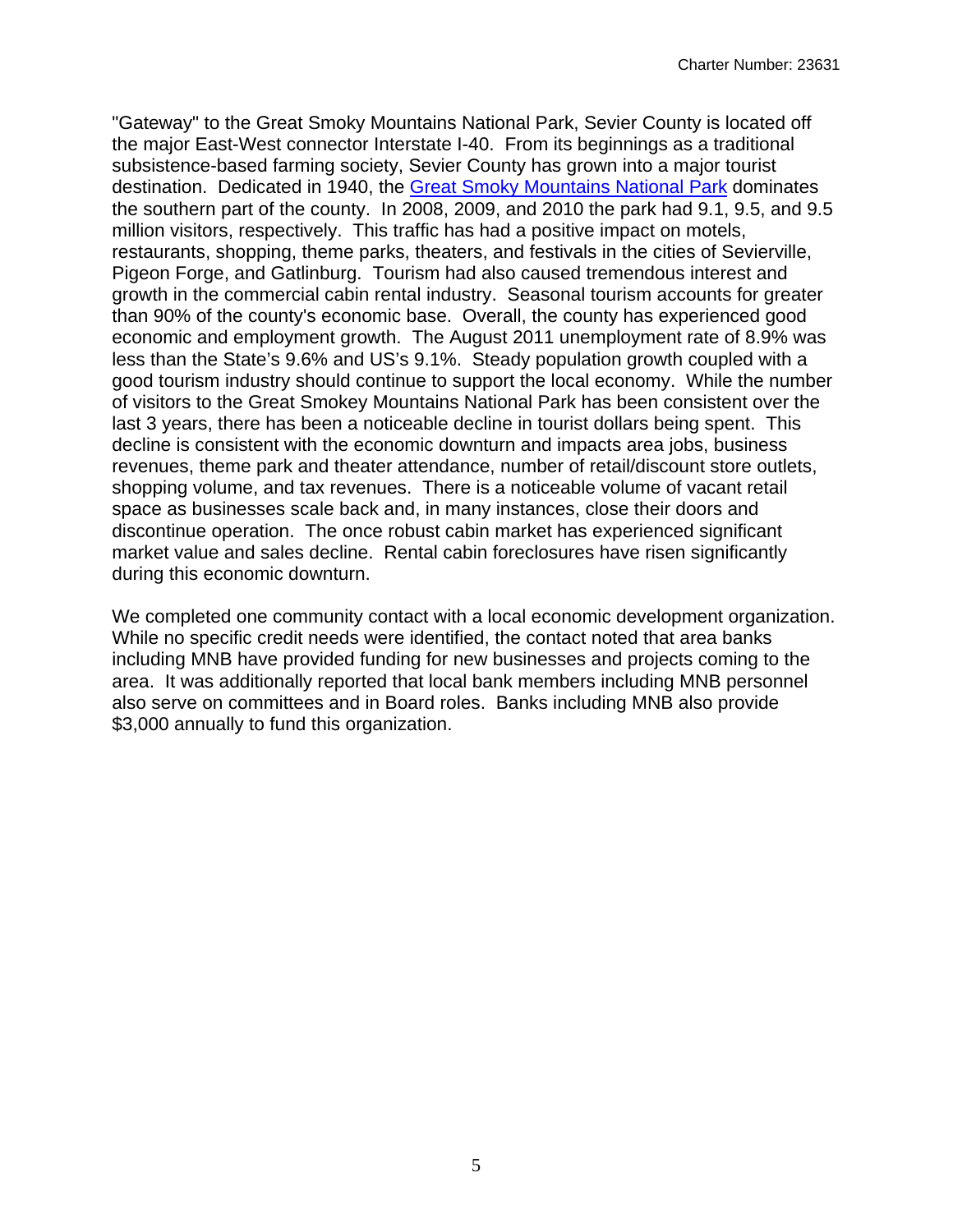"Gateway" to the Great Smoky Mountains National Park, Sevier County is located off the major East-West connector Interstate I-40. From its beginnings as a traditional subsistence-based farming society, Sevier County has grown into a major tourist destination. Dedicated in 1940, the [Great Smoky Mountains National Park](#) dominates the southern part of the county. In 2008, 2009, and 2010 the park had 9.1, 9.5, and 9.5 million visitors, respectively. This traffic has had a positive impact on motels, restaurants, shopping, theme parks, theaters, and festivals in the cities of Sevierville, Pigeon Forge, and Gatlinburg. Tourism had also caused tremendous interest and growth in the commercial cabin rental industry. Seasonal tourism accounts for greater than 90% of the county's economic base. Overall, the county has experienced good economic and employment growth. The August 2011 unemployment rate of 8.9% was less than the State's 9.6% and US's 9.1%. Steady population growth coupled with a good tourism industry should continue to support the local economy. While the number of visitors to the Great Smokey Mountains National Park has been consistent over the last 3 years, there has been a noticeable decline in tourist dollars being spent. This decline is consistent with the economic downturn and impacts area jobs, business revenues, theme park and theater attendance, number of retail/discount store outlets, shopping volume, and tax revenues. There is a noticeable volume of vacant retail space as businesses scale back and, in many instances, close their doors and discontinue operation. The once robust cabin market has experienced significant market value and sales decline. Rental cabin foreclosures have risen significantly during this economic downturn.

We completed one community contact with a local economic development organization. While no specific credit needs were identified, the contact noted that area banks including MNB have provided funding for new businesses and projects coming to the area. It was additionally reported that local bank members including MNB personnel also serve on committees and in Board roles. Banks including MNB also provide $3,000 annually to fund this organization.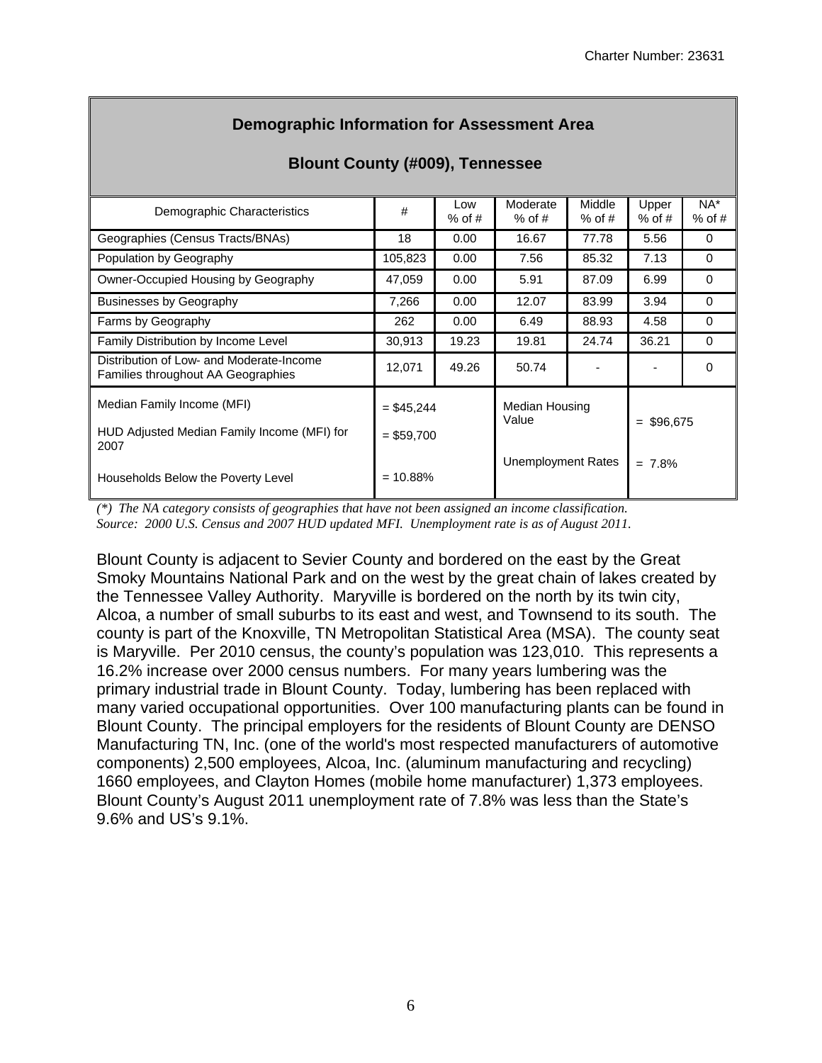## Demographic Information for Assessment Area

### Blount County (#009), Tennessee

| Demographic Characteristics | # | Low % of # | Moderate % of # | Middle % of # | Upper % of # | NA* % of # |
|---|---|---|---|---|---|---|
| Geographies (Census Tracts/BNAs) | 18 | 0.00 | 16.67 | 77.78 | 5.56 | 0 |
| Population by Geography | 105,823 | 0.00 | 7.56 | 85.32 | 7.13 | 0 |
| Owner-Occupied Housing by Geography | 47,059 | 0.00 | 5.91 | 87.09 | 6.99 | 0 |
| Businesses by Geography | 7,266 | 0.00 | 12.07 | 83.99 | 3.94 | 0 |
| Farms by Geography | 262 | 0.00 | 6.49 | 88.93 | 4.58 | 0 |
| Family Distribution by Income Level | 30,913 | 19.23 | 19.81 | 24.74 | 36.21 | 0 |
| Distribution of Low- and Moderate-Income Families throughout AA Geographies | 12,071 | 49.26 | 50.74 | - | - | 0 |
| Median Family Income (MFI) | = $45,244 | | Median Housing Value | | = $96,675 | |
| HUD Adjusted Median Family Income (MFI) for 2007 | = $59,700 | | | | | |
| Households Below the Poverty Level | = 10.88% | | Unemployment Rates | | = 7.8% | |

*(\*) The NA category consists of geographies that have not been assigned an income classification.*
*Source: 2000 U.S. Census and 2007 HUD updated MFI. Unemployment rate is as of August 2011.*

Blount County is adjacent to Sevier County and bordered on the east by the Great Smoky Mountains National Park and on the west by the great chain of lakes created by the Tennessee Valley Authority. Maryville is bordered on the north by its twin city, Alcoa, a number of small suburbs to its east and west, and Townsend to its south. The county is part of the Knoxville, TN Metropolitan Statistical Area (MSA). The county seat is Maryville. Per 2010 census, the county's population was 123,010. This represents a 16.2% increase over 2000 census numbers. For many years lumbering was the primary industrial trade in Blount County. Today, lumbering has been replaced with many varied occupational opportunities. Over 100 manufacturing plants can be found in Blount County. The principal employers for the residents of Blount County are DENSO Manufacturing TN, Inc. (one of the world's most respected manufacturers of automotive components) 2,500 employees, Alcoa, Inc. (aluminum manufacturing and recycling) 1660 employees, and Clayton Homes (mobile home manufacturer) 1,373 employees. Blount County's August 2011 unemployment rate of 7.8% was less than the State's 9.6% and US's 9.1%.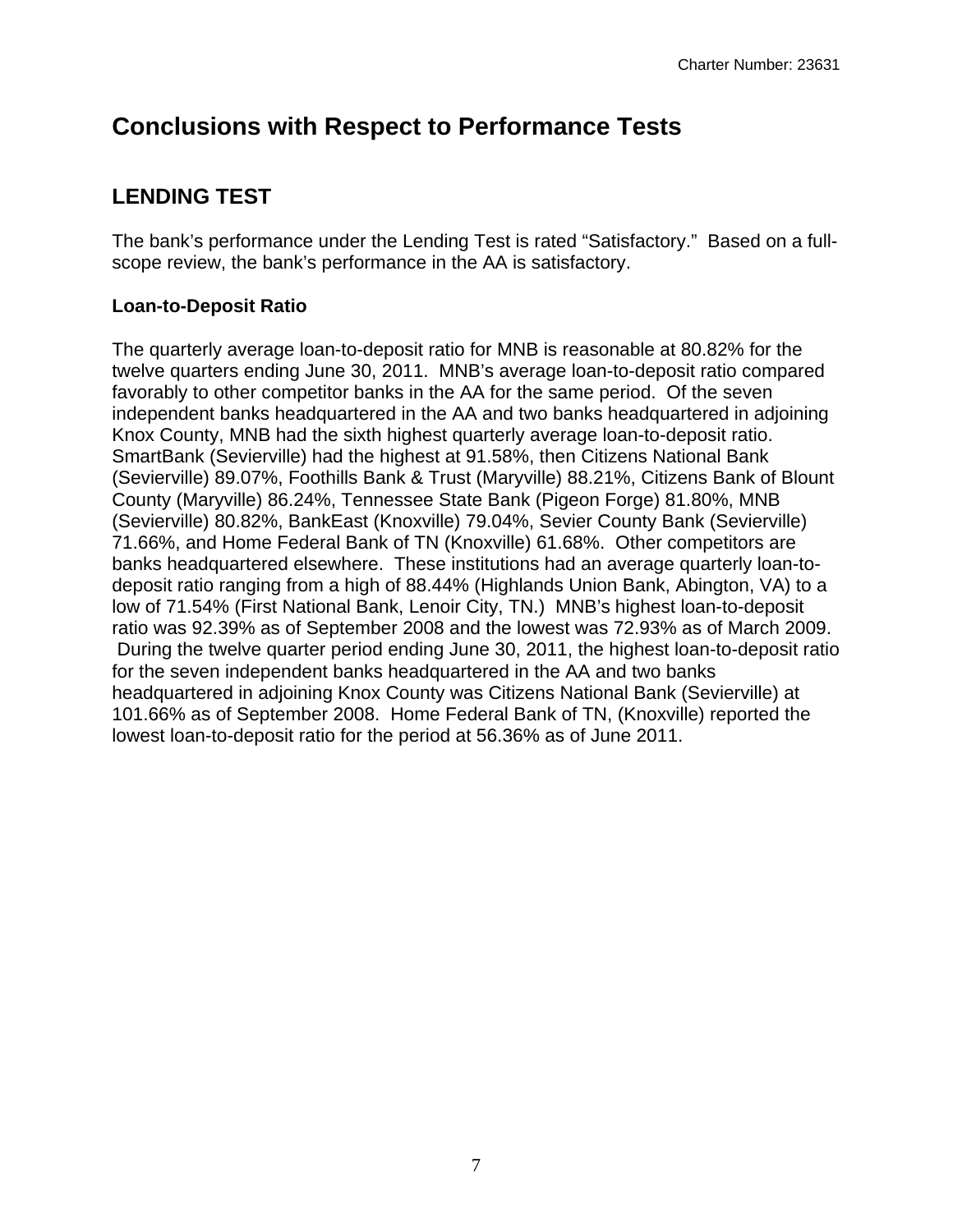# Conclusions with Respect to Performance Tests

## LENDING TEST

The bank's performance under the Lending Test is rated "Satisfactory." Based on a full-scope review, the bank's performance in the AA is satisfactory.

### Loan-to-Deposit Ratio

The quarterly average loan-to-deposit ratio for MNB is reasonable at 80.82% for the twelve quarters ending June 30, 2011. MNB's average loan-to-deposit ratio compared favorably to other competitor banks in the AA for the same period. Of the seven independent banks headquartered in the AA and two banks headquartered in adjoining Knox County, MNB had the sixth highest quarterly average loan-to-deposit ratio. SmartBank (Sevierville) had the highest at 91.58%, then Citizens National Bank (Sevierville) 89.07%, Foothills Bank & Trust (Maryville) 88.21%, Citizens Bank of Blount County (Maryville) 86.24%, Tennessee State Bank (Pigeon Forge) 81.80%, MNB (Sevierville) 80.82%, BankEast (Knoxville) 79.04%, Sevier County Bank (Sevierville) 71.66%, and Home Federal Bank of TN (Knoxville) 61.68%. Other competitors are banks headquartered elsewhere. These institutions had an average quarterly loan-to-deposit ratio ranging from a high of 88.44% (Highlands Union Bank, Abington, VA) to a low of 71.54% (First National Bank, Lenoir City, TN.) MNB's highest loan-to-deposit ratio was 92.39% as of September 2008 and the lowest was 72.93% as of March 2009. During the twelve quarter period ending June 30, 2011, the highest loan-to-deposit ratio for the seven independent banks headquartered in the AA and two banks headquartered in adjoining Knox County was Citizens National Bank (Sevierville) at 101.66% as of September 2008. Home Federal Bank of TN, (Knoxville) reported the lowest loan-to-deposit ratio for the period at 56.36% as of June 2011.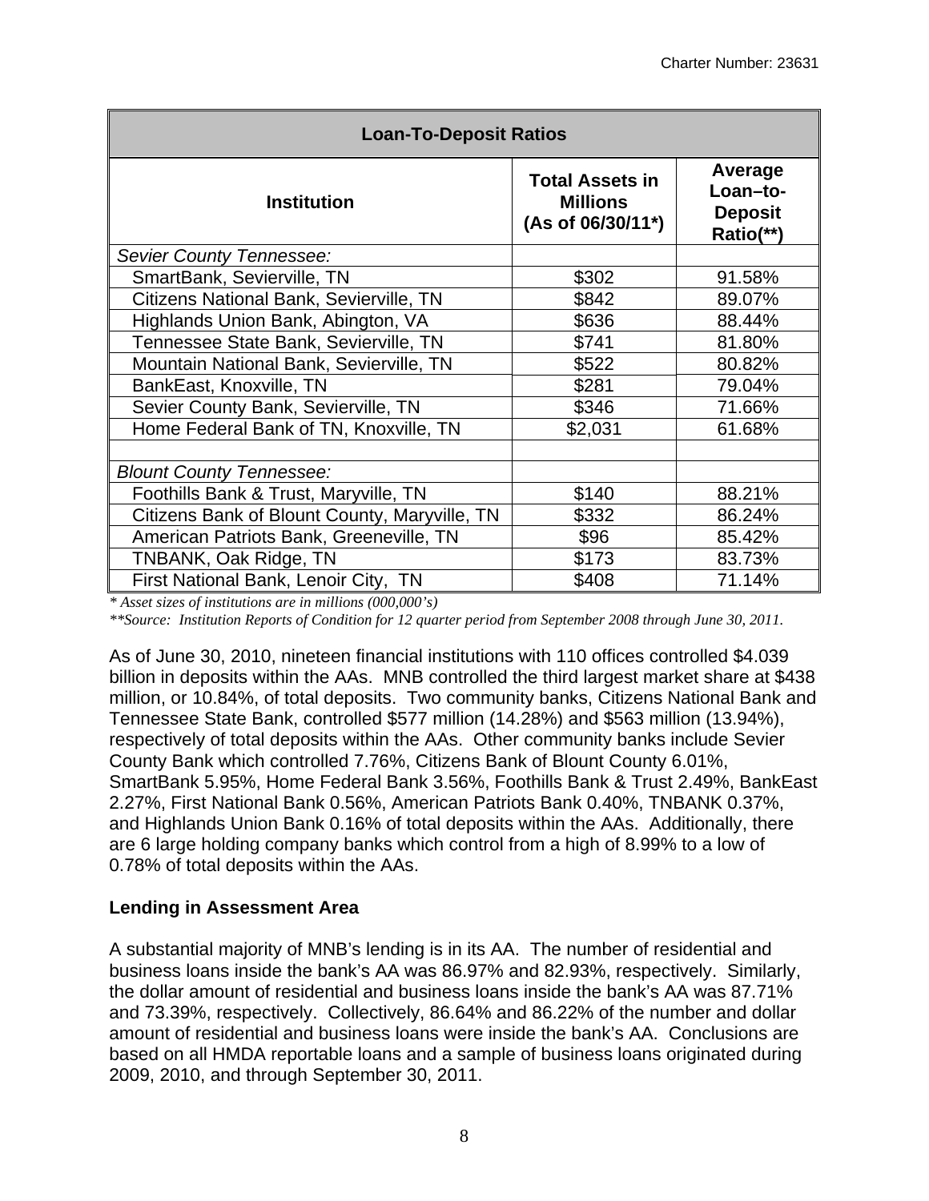| Loan-To-Deposit Ratios | | |
|---|---|---|
| **Institution** | **Total Assets in Millions (As of 06/30/11*)** | **Average Loan–to-Deposit Ratio(**)** |
| *Sevier County Tennessee:* | | |
| SmartBank, Sevierville, TN | $302 | 91.58% |
| Citizens National Bank, Sevierville, TN | $842 | 89.07% |
| Highlands Union Bank, Abington, VA | $636 | 88.44% |
| Tennessee State Bank, Sevierville, TN | $741 | 81.80% |
| Mountain National Bank, Sevierville, TN | $522 | 80.82% |
| BankEast, Knoxville, TN | $281 | 79.04% |
| Sevier County Bank, Sevierville, TN | $346 | 71.66% |
| Home Federal Bank of TN, Knoxville, TN | $2,031 | 61.68% |
| | | |
| *Blount County Tennessee:* | | |
| Foothills Bank & Trust, Maryville, TN | $140 | 88.21% |
| Citizens Bank of Blount County, Maryville, TN | $332 | 86.24% |
| American Patriots Bank, Greeneville, TN | $96 | 85.42% |
| TNBANK, Oak Ridge, TN | $173 | 83.73% |
| First National Bank, Lenoir City, TN | $408 | 71.14% |

*\* Asset sizes of institutions are in millions (000,000's)*

*\*\*Source: Institution Reports of Condition for 12 quarter period from September 2008 through June 30, 2011.*

As of June 30, 2010, nineteen financial institutions with 110 offices controlled $4.039 billion in deposits within the AAs. MNB controlled the third largest market share at $438 million, or 10.84%, of total deposits. Two community banks, Citizens National Bank and Tennessee State Bank, controlled $577 million (14.28%) and $563 million (13.94%), respectively of total deposits within the AAs. Other community banks include Sevier County Bank which controlled 7.76%, Citizens Bank of Blount County 6.01%, SmartBank 5.95%, Home Federal Bank 3.56%, Foothills Bank & Trust 2.49%, BankEast 2.27%, First National Bank 0.56%, American Patriots Bank 0.40%, TNBANK 0.37%, and Highlands Union Bank 0.16% of total deposits within the AAs. Additionally, there are 6 large holding company banks which control from a high of 8.99% to a low of 0.78% of total deposits within the AAs.

### Lending in Assessment Area

A substantial majority of MNB's lending is in its AA. The number of residential and business loans inside the bank's AA was 86.97% and 82.93%, respectively. Similarly, the dollar amount of residential and business loans inside the bank's AA was 87.71% and 73.39%, respectively. Collectively, 86.64% and 86.22% of the number and dollar amount of residential and business loans were inside the bank's AA. Conclusions are based on all HMDA reportable loans and a sample of business loans originated during 2009, 2010, and through September 30, 2011.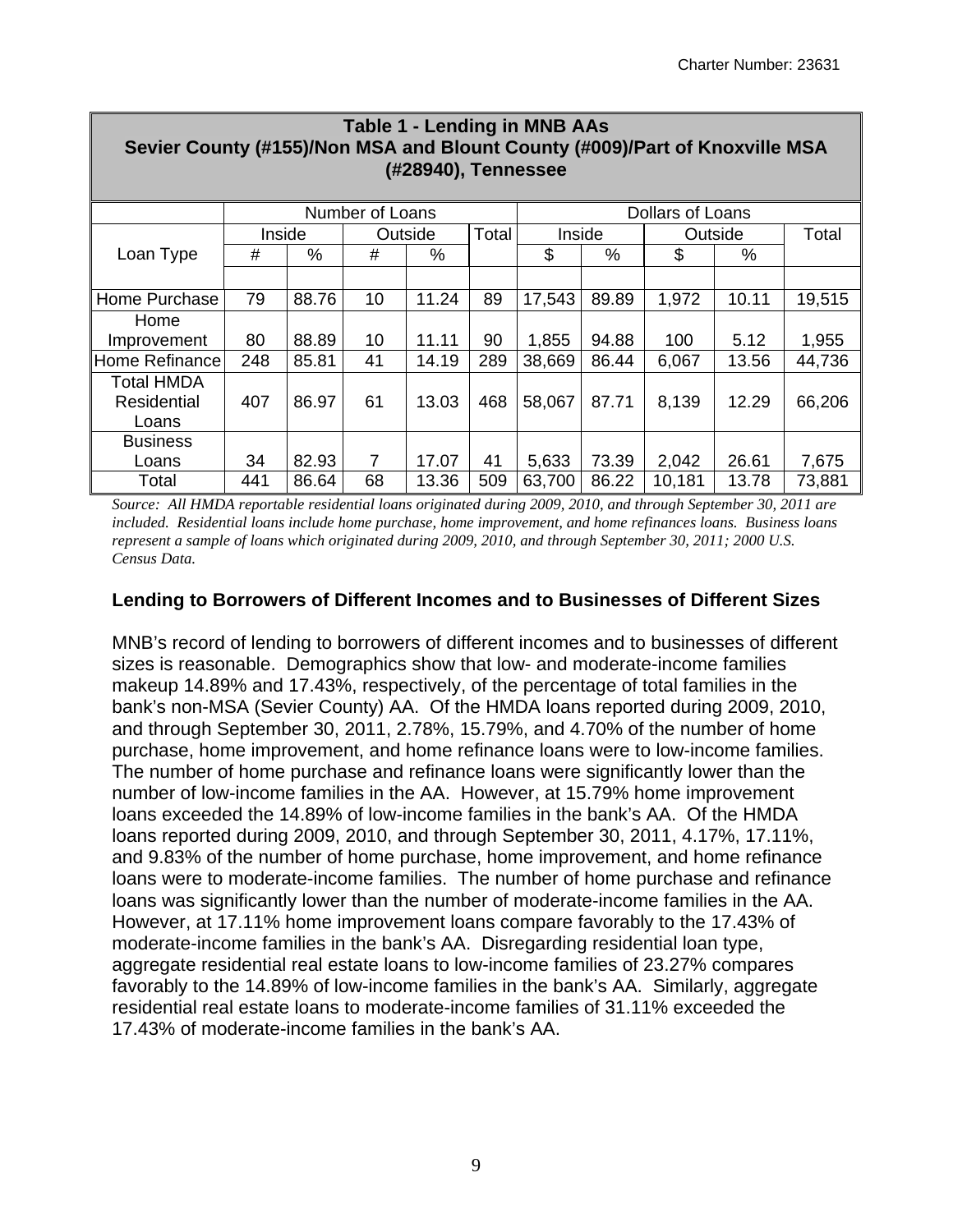**Table 1 - Lending in MNB AAs**
**Sevier County (#155)/Non MSA and Blount County (#009)/Part of Knoxville MSA (#28940), Tennessee**

| Loan Type | Number of Loans | | | | | Dollars of Loans | | | | |
|---|---|---|---|---|---|---|---|---|---|---|
| | Inside | | Outside | | Total | Inside | | Outside | | Total |
| | # | % | # | % | | $ | % | $ | % | |
| Home Purchase | 79 | 88.76 | 10 | 11.24 | 89 | 17,543 | 89.89 | 1,972 | 10.11 | 19,515 |
| Home Improvement | 80 | 88.89 | 10 | 11.11 | 90 | 1,855 | 94.88 | 100 | 5.12 | 1,955 |
| Home Refinance | 248 | 85.81 | 41 | 14.19 | 289 | 38,669 | 86.44 | 6,067 | 13.56 | 44,736 |
| Total HMDA Residential Loans | 407 | 86.97 | 61 | 13.03 | 468 | 58,067 | 87.71 | 8,139 | 12.29 | 66,206 |
| Business Loans | 34 | 82.93 | 7 | 17.07 | 41 | 5,633 | 73.39 | 2,042 | 26.61 | 7,675 |
| Total | 441 | 86.64 | 68 | 13.36 | 509 | 63,700 | 86.22 | 10,181 | 13.78 | 73,881 |

*Source: All HMDA reportable residential loans originated during 2009, 2010, and through September 30, 2011 are included. Residential loans include home purchase, home improvement, and home refinances loans. Business loans represent a sample of loans which originated during 2009, 2010, and through September 30, 2011; 2000 U.S. Census Data.*

### Lending to Borrowers of Different Incomes and to Businesses of Different Sizes

MNB's record of lending to borrowers of different incomes and to businesses of different sizes is reasonable. Demographics show that low- and moderate-income families makeup 14.89% and 17.43%, respectively, of the percentage of total families in the bank's non-MSA (Sevier County) AA. Of the HMDA loans reported during 2009, 2010, and through September 30, 2011, 2.78%, 15.79%, and 4.70% of the number of home purchase, home improvement, and home refinance loans were to low-income families. The number of home purchase and refinance loans were significantly lower than the number of low-income families in the AA. However, at 15.79% home improvement loans exceeded the 14.89% of low-income families in the bank's AA. Of the HMDA loans reported during 2009, 2010, and through September 30, 2011, 4.17%, 17.11%, and 9.83% of the number of home purchase, home improvement, and home refinance loans were to moderate-income families. The number of home purchase and refinance loans was significantly lower than the number of moderate-income families in the AA. However, at 17.11% home improvement loans compare favorably to the 17.43% of moderate-income families in the bank's AA. Disregarding residential loan type, aggregate residential real estate loans to low-income families of 23.27% compares favorably to the 14.89% of low-income families in the bank's AA. Similarly, aggregate residential real estate loans to moderate-income families of 31.11% exceeded the 17.43% of moderate-income families in the bank's AA.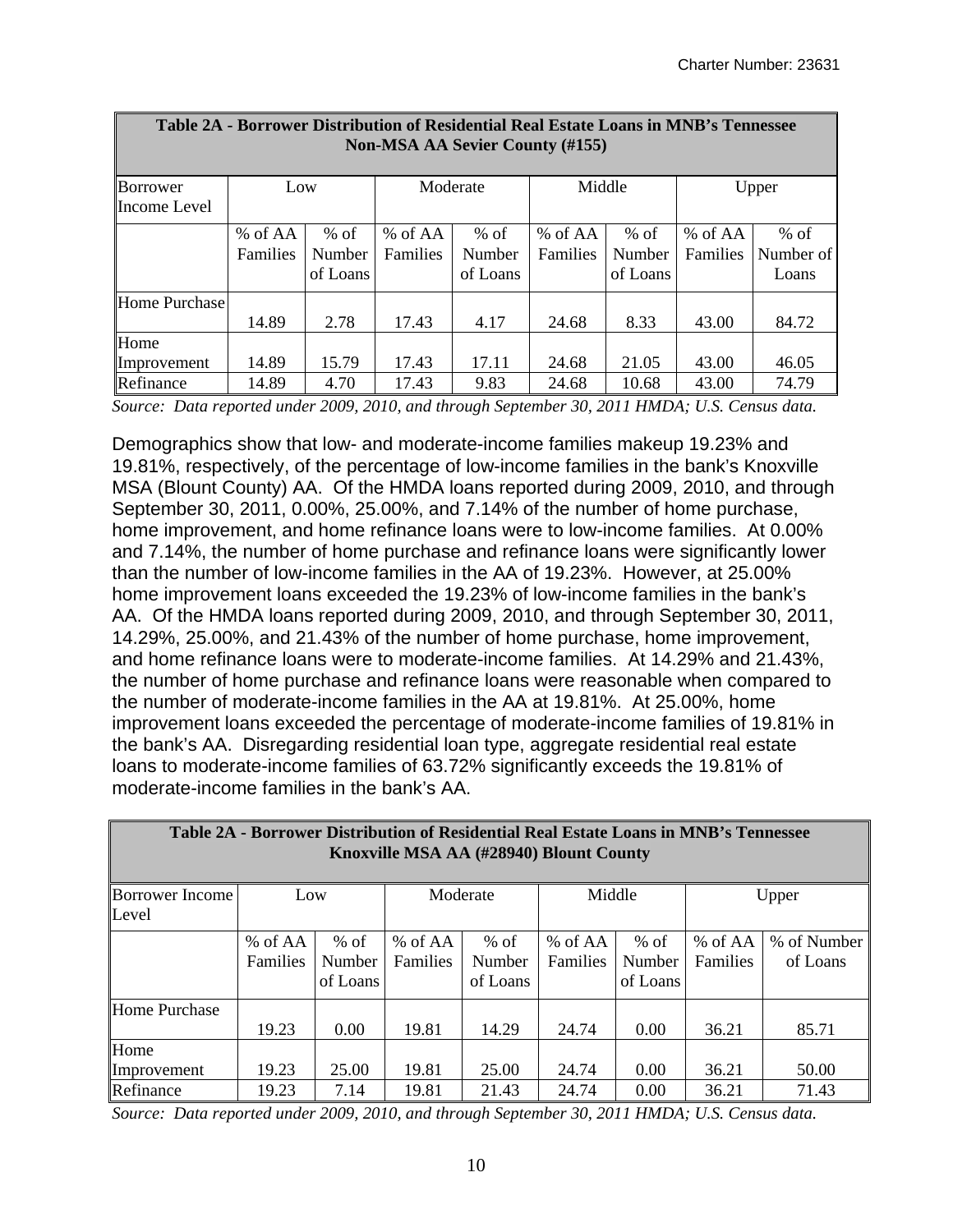| Table 2A - Borrower Distribution of Residential Real Estate Loans in MNB's Tennessee Non-MSA AA Sevier County (#155) | | | | | | | | |
|---|---|---|---|---|---|---|---|---|
| Borrower Income Level | Low | | Moderate | | Middle | | Upper | |
| | % of AA Families | % of Number of Loans | % of AA Families | % of Number of Loans | % of AA Families | % of Number of Loans | % of AA Families | % of Number of Loans |
| Home Purchase | 14.89 | 2.78 | 17.43 | 4.17 | 24.68 | 8.33 | 43.00 | 84.72 |
| Home Improvement | 14.89 | 15.79 | 17.43 | 17.11 | 24.68 | 21.05 | 43.00 | 46.05 |
| Refinance | 14.89 | 4.70 | 17.43 | 9.83 | 24.68 | 10.68 | 43.00 | 74.79 |

*Source: Data reported under 2009, 2010, and through September 30, 2011 HMDA; U.S. Census data.*

Demographics show that low- and moderate-income families makeup 19.23% and 19.81%, respectively, of the percentage of low-income families in the bank's Knoxville MSA (Blount County) AA. Of the HMDA loans reported during 2009, 2010, and through September 30, 2011, 0.00%, 25.00%, and 7.14% of the number of home purchase, home improvement, and home refinance loans were to low-income families. At 0.00% and 7.14%, the number of home purchase and refinance loans were significantly lower than the number of low-income families in the AA of 19.23%. However, at 25.00% home improvement loans exceeded the 19.23% of low-income families in the bank's AA. Of the HMDA loans reported during 2009, 2010, and through September 30, 2011, 14.29%, 25.00%, and 21.43% of the number of home purchase, home improvement, and home refinance loans were to moderate-income families. At 14.29% and 21.43%, the number of home purchase and refinance loans were reasonable when compared to the number of moderate-income families in the AA at 19.81%. At 25.00%, home improvement loans exceeded the percentage of moderate-income families of 19.81% in the bank's AA. Disregarding residential loan type, aggregate residential real estate loans to moderate-income families of 63.72% significantly exceeds the 19.81% of moderate-income families in the bank's AA.

| Table 2A - Borrower Distribution of Residential Real Estate Loans in MNB's Tennessee Knoxville MSA AA (#28940) Blount County | | | | | | | | |
|---|---|---|---|---|---|---|---|---|
| Borrower Income Level | Low | | Moderate | | Middle | | Upper | |
| | % of AA Families | % of Number of Loans | % of AA Families | % of Number of Loans | % of AA Families | % of Number of Loans | % of AA Families | % of Number of Loans |
| Home Purchase | 19.23 | 0.00 | 19.81 | 14.29 | 24.74 | 0.00 | 36.21 | 85.71 |
| Home Improvement | 19.23 | 25.00 | 19.81 | 25.00 | 24.74 | 0.00 | 36.21 | 50.00 |
| Refinance | 19.23 | 7.14 | 19.81 | 21.43 | 24.74 | 0.00 | 36.21 | 71.43 |

*Source: Data reported under 2009, 2010, and through September 30, 2011 HMDA; U.S. Census data.*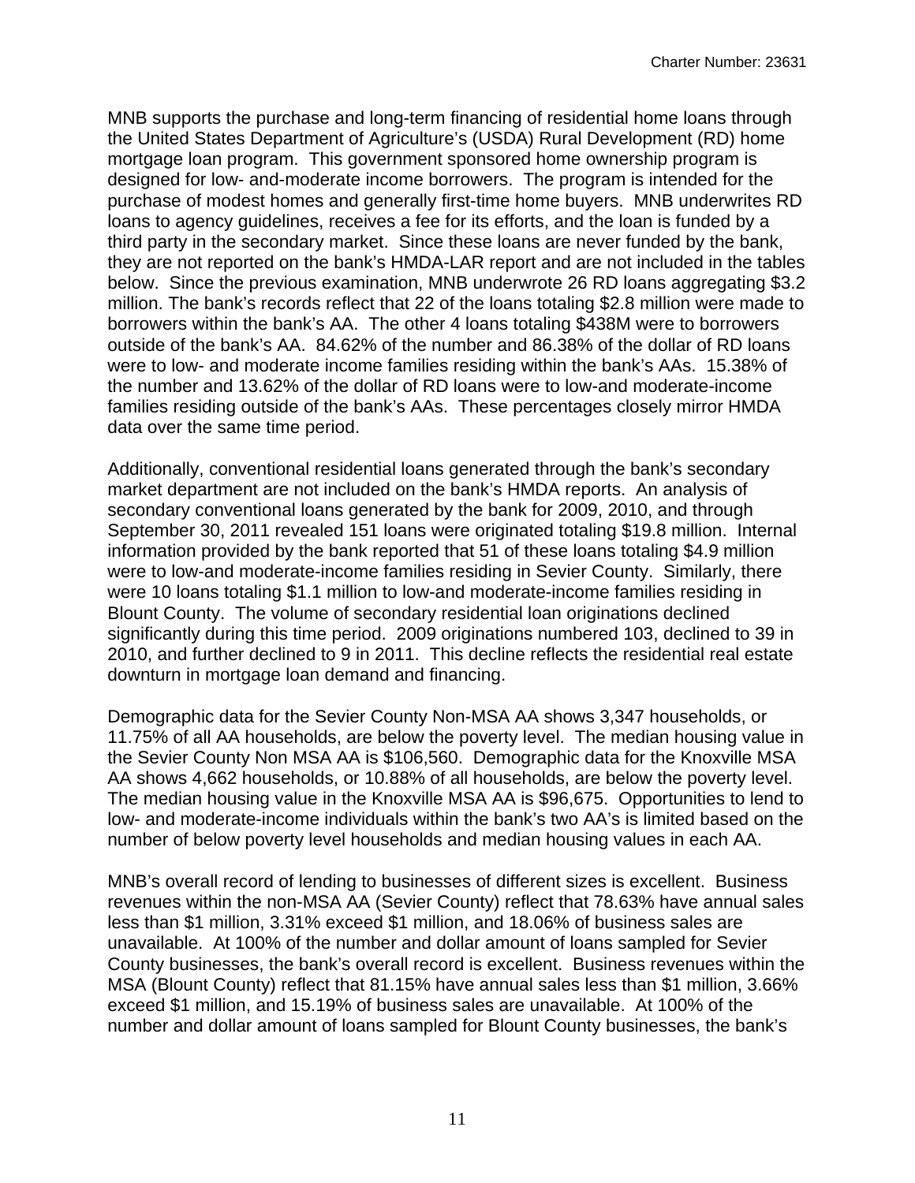MNB supports the purchase and long-term financing of residential home loans through the United States Department of Agriculture's (USDA) Rural Development (RD) home mortgage loan program. This government sponsored home ownership program is designed for low- and-moderate income borrowers. The program is intended for the purchase of modest homes and generally first-time home buyers. MNB underwrites RD loans to agency guidelines, receives a fee for its efforts, and the loan is funded by a third party in the secondary market. Since these loans are never funded by the bank, they are not reported on the bank's HMDA-LAR report and are not included in the tables below. Since the previous examination, MNB underwrote 26 RD loans aggregating $3.2 million. The bank's records reflect that 22 of the loans totaling $2.8 million were made to borrowers within the bank's AA. The other 4 loans totaling $438M were to borrowers outside of the bank's AA. 84.62% of the number and 86.38% of the dollar of RD loans were to low- and moderate income families residing within the bank's AAs. 15.38% of the number and 13.62% of the dollar of RD loans were to low-and moderate-income families residing outside of the bank's AAs. These percentages closely mirror HMDA data over the same time period.

Additionally, conventional residential loans generated through the bank's secondary market department are not included on the bank's HMDA reports. An analysis of secondary conventional loans generated by the bank for 2009, 2010, and through September 30, 2011 revealed 151 loans were originated totaling $19.8 million. Internal information provided by the bank reported that 51 of these loans totaling $4.9 million were to low-and moderate-income families residing in Sevier County. Similarly, there were 10 loans totaling $1.1 million to low-and moderate-income families residing in Blount County. The volume of secondary residential loan originations declined significantly during this time period. 2009 originations numbered 103, declined to 39 in 2010, and further declined to 9 in 2011. This decline reflects the residential real estate downturn in mortgage loan demand and financing.

Demographic data for the Sevier County Non-MSA AA shows 3,347 households, or 11.75% of all AA households, are below the poverty level. The median housing value in the Sevier County Non MSA AA is $106,560. Demographic data for the Knoxville MSA AA shows 4,662 households, or 10.88% of all households, are below the poverty level. The median housing value in the Knoxville MSA AA is $96,675. Opportunities to lend to low- and moderate-income individuals within the bank's two AA's is limited based on the number of below poverty level households and median housing values in each AA.

MNB's overall record of lending to businesses of different sizes is excellent. Business revenues within the non-MSA AA (Sevier County) reflect that 78.63% have annual sales less than $1 million, 3.31% exceed $1 million, and 18.06% of business sales are unavailable. At 100% of the number and dollar amount of loans sampled for Sevier County businesses, the bank's overall record is excellent. Business revenues within the MSA (Blount County) reflect that 81.15% have annual sales less than $1 million, 3.66% exceed $1 million, and 15.19% of business sales are unavailable. At 100% of the number and dollar amount of loans sampled for Blount County businesses, the bank's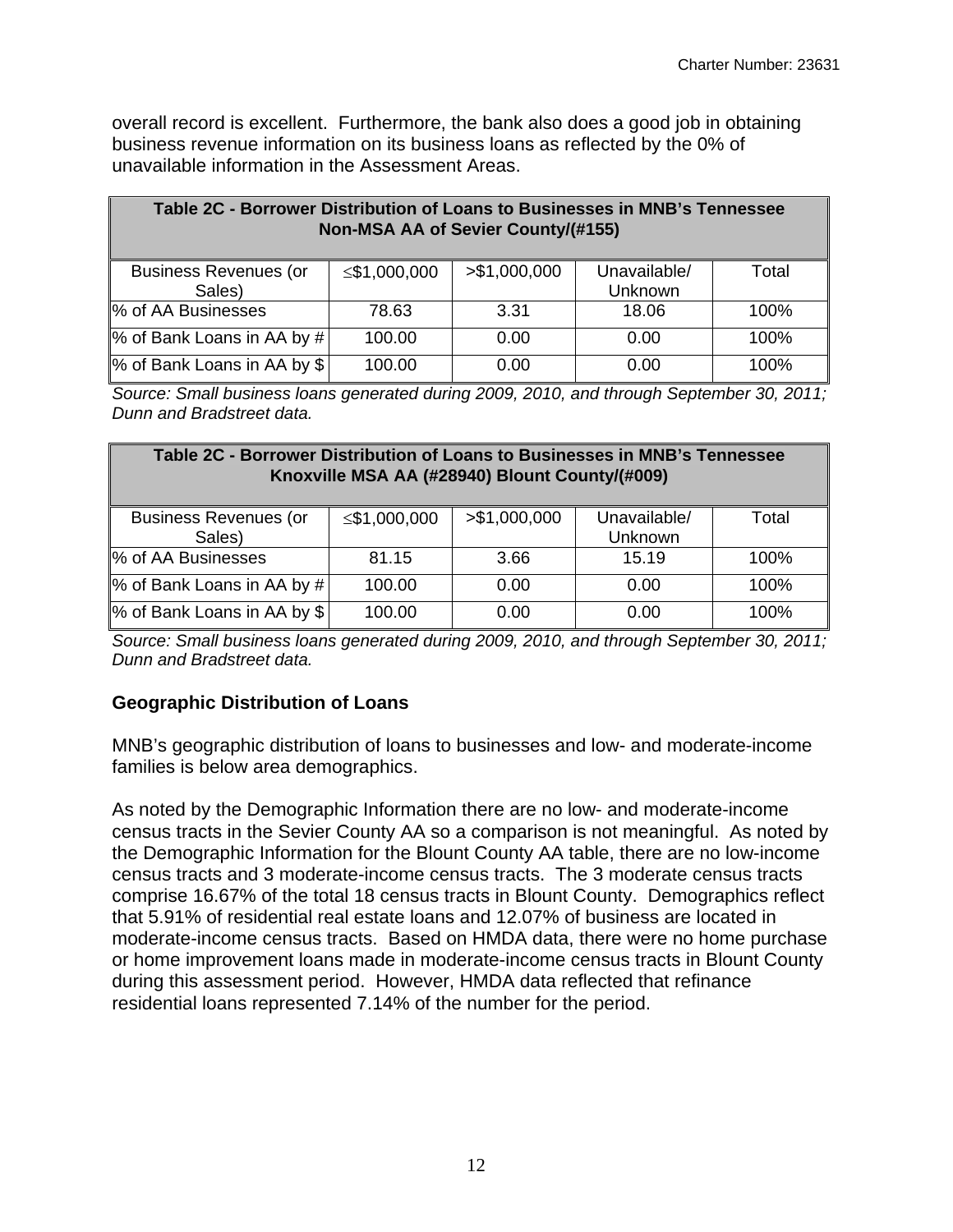overall record is excellent. Furthermore, the bank also does a good job in obtaining business revenue information on its business loans as reflected by the 0% of unavailable information in the Assessment Areas.

| **Table 2C - Borrower Distribution of Loans to Businesses in MNB's Tennessee Non-MSA AA of Sevier County/(#155)** | | | | |
|---|---|---|---|---|
| Business Revenues (or Sales) | ≤$1,000,000 | >$1,000,000 | Unavailable/ Unknown | Total |
| % of AA Businesses | 78.63 | 3.31 | 18.06 | 100% |
| % of Bank Loans in AA by # | 100.00 | 0.00 | 0.00 | 100% |
| % of Bank Loans in AA by $ | 100.00 | 0.00 | 0.00 | 100% |

*Source: Small business loans generated during 2009, 2010, and through September 30, 2011; Dunn and Bradstreet data.*

| **Table 2C - Borrower Distribution of Loans to Businesses in MNB's Tennessee Knoxville MSA AA (#28940) Blount County/(#009)** | | | | |
|---|---|---|---|---|
| Business Revenues (or Sales) | ≤$1,000,000 | >$1,000,000 | Unavailable/ Unknown | Total |
| % of AA Businesses | 81.15 | 3.66 | 15.19 | 100% |
| % of Bank Loans in AA by # | 100.00 | 0.00 | 0.00 | 100% |
| % of Bank Loans in AA by $ | 100.00 | 0.00 | 0.00 | 100% |

*Source: Small business loans generated during 2009, 2010, and through September 30, 2011; Dunn and Bradstreet data.*

### Geographic Distribution of Loans

MNB's geographic distribution of loans to businesses and low- and moderate-income families is below area demographics.

As noted by the Demographic Information there are no low- and moderate-income census tracts in the Sevier County AA so a comparison is not meaningful. As noted by the Demographic Information for the Blount County AA table, there are no low-income census tracts and 3 moderate-income census tracts. The 3 moderate census tracts comprise 16.67% of the total 18 census tracts in Blount County. Demographics reflect that 5.91% of residential real estate loans and 12.07% of business are located in moderate-income census tracts. Based on HMDA data, there were no home purchase or home improvement loans made in moderate-income census tracts in Blount County during this assessment period. However, HMDA data reflected that refinance residential loans represented 7.14% of the number for the period.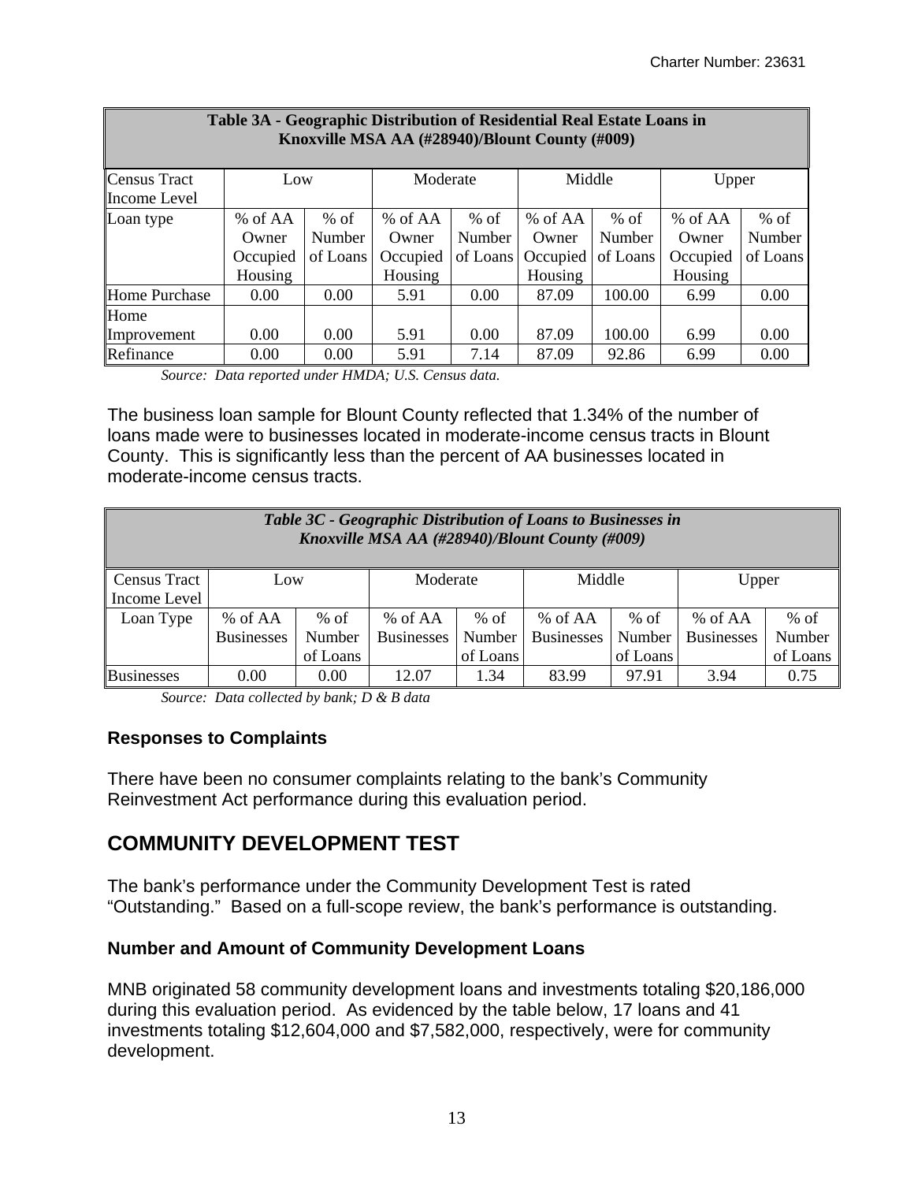| Table 3A - Geographic Distribution of Residential Real Estate Loans in Knoxville MSA AA (#28940)/Blount County (#009) | | | | | | | | |
|---|---|---|---|---|---|---|---|---|
| Census Tract Income Level | Low | | Moderate | | Middle | | Upper | |
| Loan type | % of AA Owner Occupied Housing | % of Number of Loans | % of AA Owner Occupied Housing | % of Number of Loans | % of AA Owner Occupied Housing | % of Number of Loans | % of AA Owner Occupied Housing | % of Number of Loans |
| Home Purchase | 0.00 | 0.00 | 5.91 | 0.00 | 87.09 | 100.00 | 6.99 | 0.00 |
| Home Improvement | 0.00 | 0.00 | 5.91 | 0.00 | 87.09 | 100.00 | 6.99 | 0.00 |
| Refinance | 0.00 | 0.00 | 5.91 | 7.14 | 87.09 | 92.86 | 6.99 | 0.00 |

*Source: Data reported under HMDA; U.S. Census data.*

The business loan sample for Blount County reflected that 1.34% of the number of loans made were to businesses located in moderate-income census tracts in Blount County. This is significantly less than the percent of AA businesses located in moderate-income census tracts.

| *Table 3C - Geographic Distribution of Loans to Businesses in Knoxville MSA AA (#28940)/Blount County (#009)* | | | | | | | | |
|---|---|---|---|---|---|---|---|---|
| Census Tract Income Level | Low | | Moderate | | Middle | | Upper | |
| Loan Type | % of AA Businesses | % of Number of Loans | % of AA Businesses | % of Number of Loans | % of AA Businesses | % of Number of Loans | % of AA Businesses | % of Number of Loans |
| Businesses | 0.00 | 0.00 | 12.07 | 1.34 | 83.99 | 97.91 | 3.94 | 0.75 |

*Source: Data collected by bank; D & B data*

### Responses to Complaints

There have been no consumer complaints relating to the bank's Community Reinvestment Act performance during this evaluation period.

## COMMUNITY DEVELOPMENT TEST

The bank's performance under the Community Development Test is rated "Outstanding." Based on a full-scope review, the bank's performance is outstanding.

### Number and Amount of Community Development Loans

MNB originated 58 community development loans and investments totaling $20,186,000 during this evaluation period. As evidenced by the table below, 17 loans and 41 investments totaling $12,604,000 and $7,582,000, respectively, were for community development.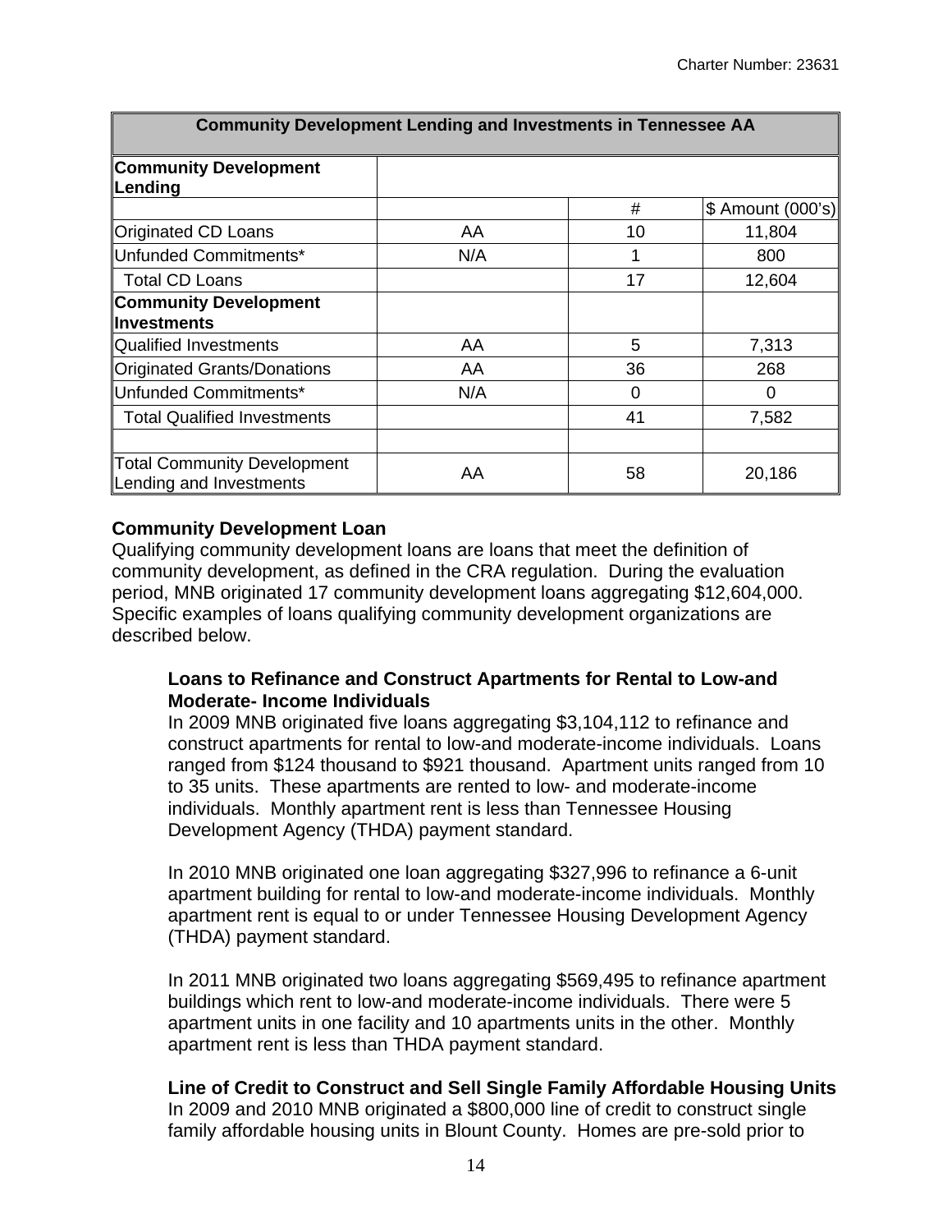| Community Development Lending and Investments in Tennessee AA | | | |
|---|---|---|---|
| **Community Development Lending** | | | |
| | | # | $ Amount (000's) |
| Originated CD Loans | AA | 10 | 11,804 |
| Unfunded Commitments* | N/A | 1 | 800 |
| Total CD Loans | | 17 | 12,604 |
| **Community Development Investments** | | | |
| Qualified Investments | AA | 5 | 7,313 |
| Originated Grants/Donations | AA | 36 | 268 |
| Unfunded Commitments* | N/A | 0 | 0 |
| Total Qualified Investments | | 41 | 7,582 |
| | | | |
| Total Community Development Lending and Investments | AA | 58 | 20,186 |

**Community Development Loan**

Qualifying community development loans are loans that meet the definition of community development, as defined in the CRA regulation. During the evaluation period, MNB originated 17 community development loans aggregating $12,604,000. Specific examples of loans qualifying community development organizations are described below.

**Loans to Refinance and Construct Apartments for Rental to Low-and Moderate- Income Individuals**

In 2009 MNB originated five loans aggregating $3,104,112 to refinance and construct apartments for rental to low-and moderate-income individuals. Loans ranged from $124 thousand to $921 thousand. Apartment units ranged from 10 to 35 units. These apartments are rented to low- and moderate-income individuals. Monthly apartment rent is less than Tennessee Housing Development Agency (THDA) payment standard.

In 2010 MNB originated one loan aggregating $327,996 to refinance a 6-unit apartment building for rental to low-and moderate-income individuals. Monthly apartment rent is equal to or under Tennessee Housing Development Agency (THDA) payment standard.

In 2011 MNB originated two loans aggregating $569,495 to refinance apartment buildings which rent to low-and moderate-income individuals. There were 5 apartment units in one facility and 10 apartments units in the other. Monthly apartment rent is less than THDA payment standard.

**Line of Credit to Construct and Sell Single Family Affordable Housing Units**

In 2009 and 2010 MNB originated a $800,000 line of credit to construct single family affordable housing units in Blount County. Homes are pre-sold prior to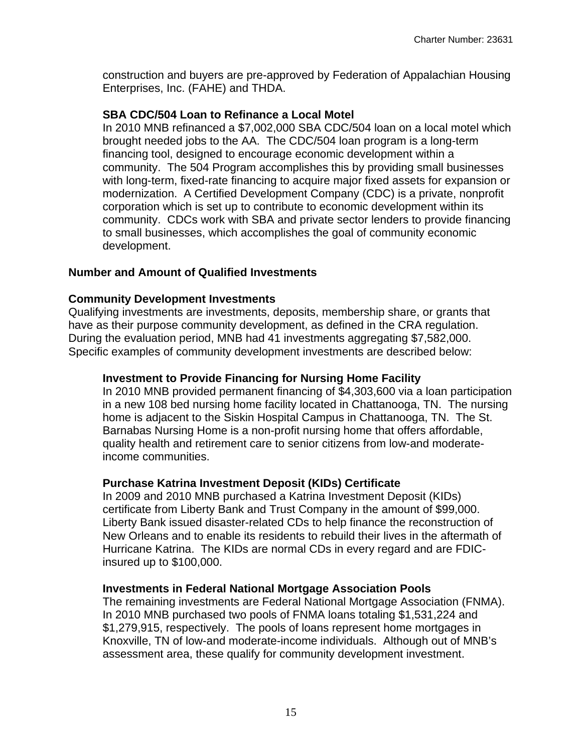construction and buyers are pre-approved by Federation of Appalachian Housing Enterprises, Inc. (FAHE) and THDA.

**SBA CDC/504 Loan to Refinance a Local Motel**

In 2010 MNB refinanced a $7,002,000 SBA CDC/504 loan on a local motel which brought needed jobs to the AA. The CDC/504 loan program is a long-term financing tool, designed to encourage economic development within a community. The 504 Program accomplishes this by providing small businesses with long-term, fixed-rate financing to acquire major fixed assets for expansion or modernization. A Certified Development Company (CDC) is a private, nonprofit corporation which is set up to contribute to economic development within its community. CDCs work with SBA and private sector lenders to provide financing to small businesses, which accomplishes the goal of community economic development.

**Number and Amount of Qualified Investments**

**Community Development Investments**

Qualifying investments are investments, deposits, membership share, or grants that have as their purpose community development, as defined in the CRA regulation. During the evaluation period, MNB had 41 investments aggregating $7,582,000. Specific examples of community development investments are described below:

**Investment to Provide Financing for Nursing Home Facility**

In 2010 MNB provided permanent financing of $4,303,600 via a loan participation in a new 108 bed nursing home facility located in Chattanooga, TN. The nursing home is adjacent to the Siskin Hospital Campus in Chattanooga, TN. The St. Barnabas Nursing Home is a non-profit nursing home that offers affordable, quality health and retirement care to senior citizens from low-and moderate-income communities.

**Purchase Katrina Investment Deposit (KIDs) Certificate**

In 2009 and 2010 MNB purchased a Katrina Investment Deposit (KIDs) certificate from Liberty Bank and Trust Company in the amount of $99,000. Liberty Bank issued disaster-related CDs to help finance the reconstruction of New Orleans and to enable its residents to rebuild their lives in the aftermath of Hurricane Katrina. The KIDs are normal CDs in every regard and are FDIC-insured up to $100,000.

**Investments in Federal National Mortgage Association Pools**

The remaining investments are Federal National Mortgage Association (FNMA). In 2010 MNB purchased two pools of FNMA loans totaling $1,531,224 and $1,279,915, respectively. The pools of loans represent home mortgages in Knoxville, TN of low-and moderate-income individuals. Although out of MNB's assessment area, these qualify for community development investment.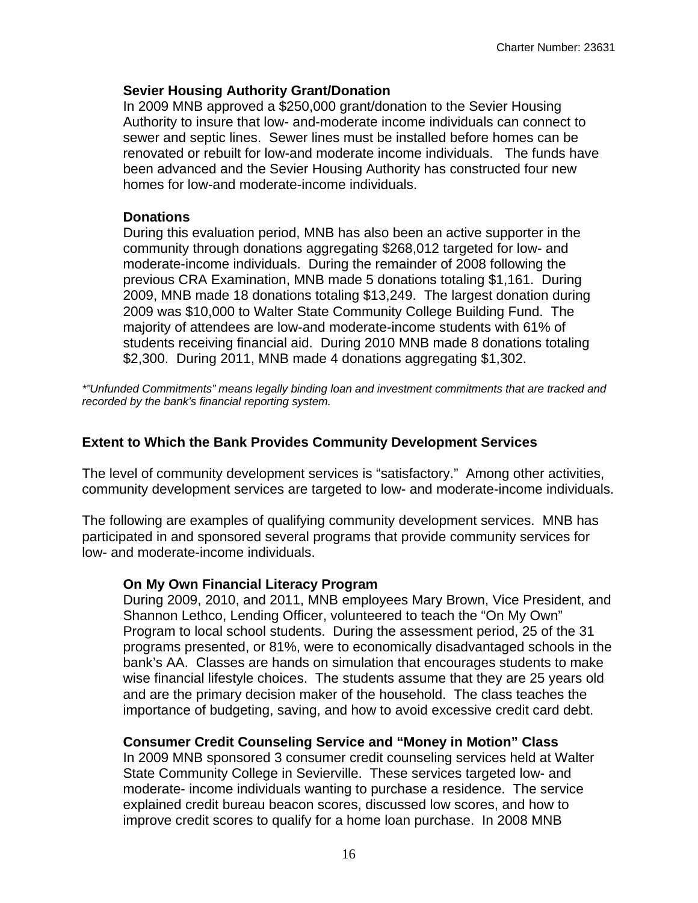**Sevier Housing Authority Grant/Donation**

In 2009 MNB approved a $250,000 grant/donation to the Sevier Housing Authority to insure that low- and-moderate income individuals can connect to sewer and septic lines. Sewer lines must be installed before homes can be renovated or rebuilt for low-and moderate income individuals. The funds have been advanced and the Sevier Housing Authority has constructed four new homes for low-and moderate-income individuals.

**Donations**

During this evaluation period, MNB has also been an active supporter in the community through donations aggregating $268,012 targeted for low- and moderate-income individuals. During the remainder of 2008 following the previous CRA Examination, MNB made 5 donations totaling $1,161. During 2009, MNB made 18 donations totaling $13,249. The largest donation during 2009 was $10,000 to Walter State Community College Building Fund. The majority of attendees are low-and moderate-income students with 61% of students receiving financial aid. During 2010 MNB made 8 donations totaling $2,300. During 2011, MNB made 4 donations aggregating $1,302.

*"Unfunded Commitments" means legally binding loan and investment commitments that are tracked and recorded by the bank's financial reporting system.*

## Extent to Which the Bank Provides Community Development Services

The level of community development services is "satisfactory." Among other activities, community development services are targeted to low- and moderate-income individuals.

The following are examples of qualifying community development services. MNB has participated in and sponsored several programs that provide community services for low- and moderate-income individuals.

**On My Own Financial Literacy Program**

During 2009, 2010, and 2011, MNB employees Mary Brown, Vice President, and Shannon Lethco, Lending Officer, volunteered to teach the "On My Own" Program to local school students. During the assessment period, 25 of the 31 programs presented, or 81%, were to economically disadvantaged schools in the bank's AA. Classes are hands on simulation that encourages students to make wise financial lifestyle choices. The students assume that they are 25 years old and are the primary decision maker of the household. The class teaches the importance of budgeting, saving, and how to avoid excessive credit card debt.

**Consumer Credit Counseling Service and "Money in Motion" Class**

In 2009 MNB sponsored 3 consumer credit counseling services held at Walter State Community College in Sevierville. These services targeted low- and moderate- income individuals wanting to purchase a residence. The service explained credit bureau beacon scores, discussed low scores, and how to improve credit scores to qualify for a home loan purchase. In 2008 MNB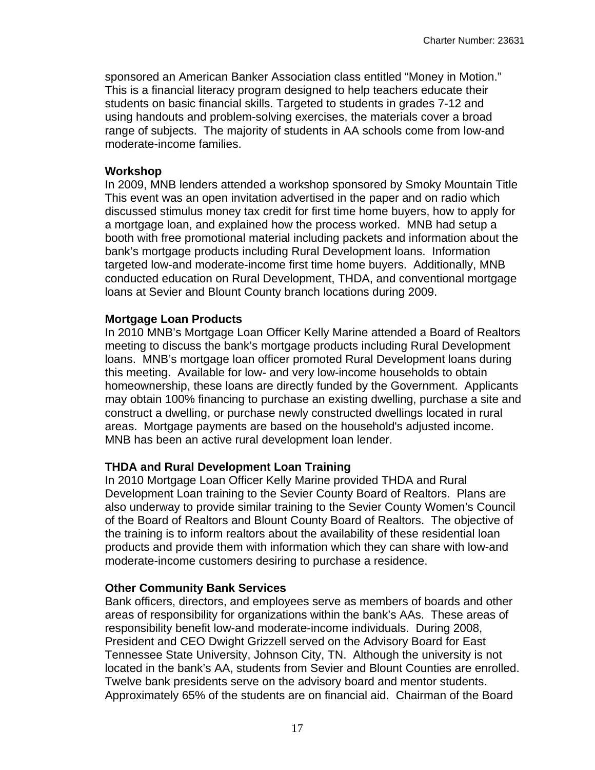sponsored an American Banker Association class entitled "Money in Motion." This is a financial literacy program designed to help teachers educate their students on basic financial skills. Targeted to students in grades 7-12 and using handouts and problem-solving exercises, the materials cover a broad range of subjects. The majority of students in AA schools come from low-and moderate-income families.

**Workshop**
In 2009, MNB lenders attended a workshop sponsored by Smoky Mountain Title This event was an open invitation advertised in the paper and on radio which discussed stimulus money tax credit for first time home buyers, how to apply for a mortgage loan, and explained how the process worked. MNB had setup a booth with free promotional material including packets and information about the bank's mortgage products including Rural Development loans. Information targeted low-and moderate-income first time home buyers. Additionally, MNB conducted education on Rural Development, THDA, and conventional mortgage loans at Sevier and Blount County branch locations during 2009.

**Mortgage Loan Products**
In 2010 MNB's Mortgage Loan Officer Kelly Marine attended a Board of Realtors meeting to discuss the bank's mortgage products including Rural Development loans. MNB's mortgage loan officer promoted Rural Development loans during this meeting. Available for low- and very low-income households to obtain homeownership, these loans are directly funded by the Government. Applicants may obtain 100% financing to purchase an existing dwelling, purchase a site and construct a dwelling, or purchase newly constructed dwellings located in rural areas. Mortgage payments are based on the household's adjusted income. MNB has been an active rural development loan lender.

**THDA and Rural Development Loan Training**
In 2010 Mortgage Loan Officer Kelly Marine provided THDA and Rural Development Loan training to the Sevier County Board of Realtors. Plans are also underway to provide similar training to the Sevier County Women's Council of the Board of Realtors and Blount County Board of Realtors. The objective of the training is to inform realtors about the availability of these residential loan products and provide them with information which they can share with low-and moderate-income customers desiring to purchase a residence.

**Other Community Bank Services**
Bank officers, directors, and employees serve as members of boards and other areas of responsibility for organizations within the bank's AAs. These areas of responsibility benefit low-and moderate-income individuals. During 2008, President and CEO Dwight Grizzell served on the Advisory Board for East Tennessee State University, Johnson City, TN. Although the university is not located in the bank's AA, students from Sevier and Blount Counties are enrolled. Twelve bank presidents serve on the advisory board and mentor students. Approximately 65% of the students are on financial aid. Chairman of the Board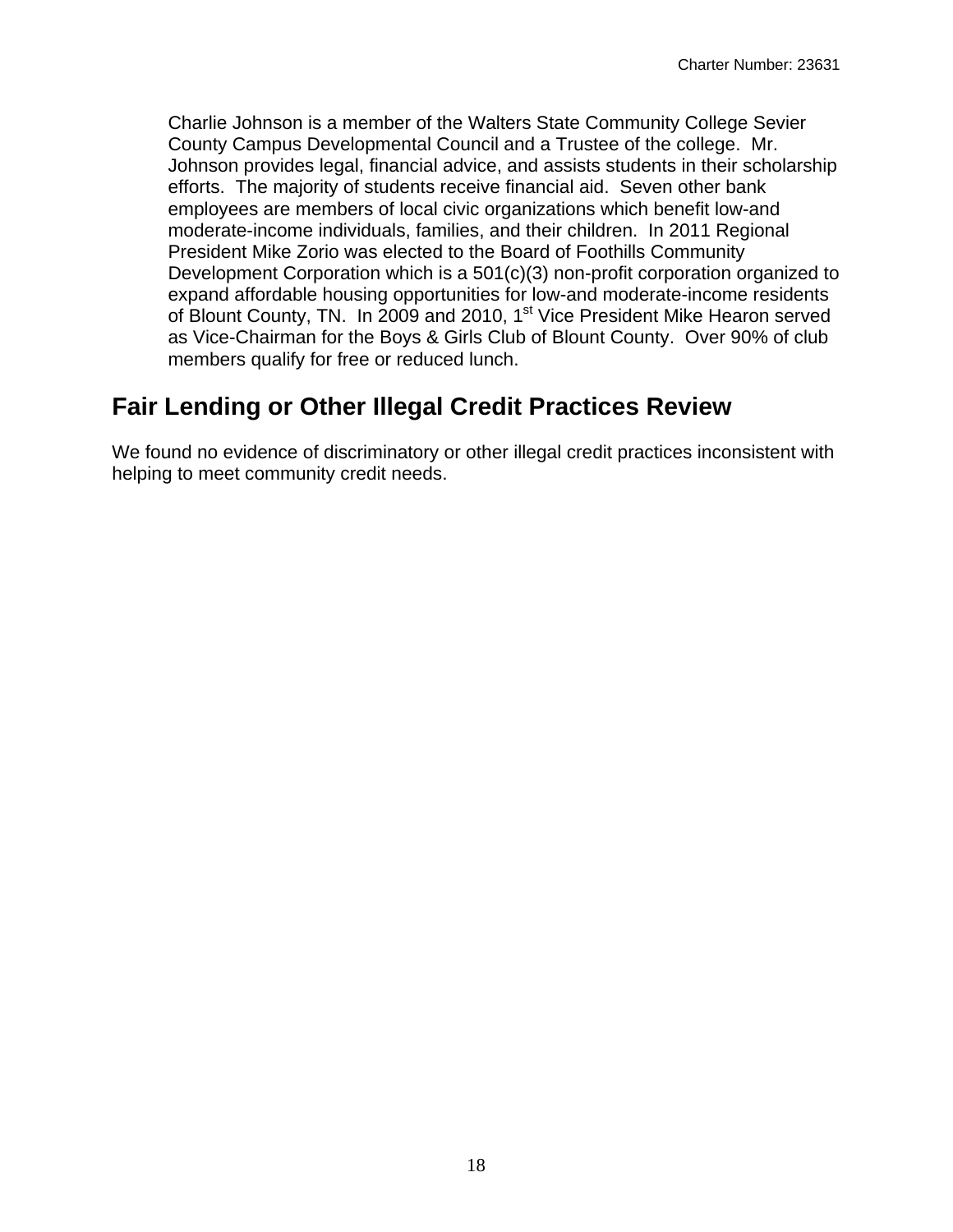Charlie Johnson is a member of the Walters State Community College Sevier County Campus Developmental Council and a Trustee of the college. Mr. Johnson provides legal, financial advice, and assists students in their scholarship efforts. The majority of students receive financial aid. Seven other bank employees are members of local civic organizations which benefit low-and moderate-income individuals, families, and their children. In 2011 Regional President Mike Zorio was elected to the Board of Foothills Community Development Corporation which is a 501(c)(3) non-profit corporation organized to expand affordable housing opportunities for low-and moderate-income residents of Blount County, TN. In 2009 and 2010, 1st Vice President Mike Hearon served as Vice-Chairman for the Boys & Girls Club of Blount County. Over 90% of club members qualify for free or reduced lunch.

## Fair Lending or Other Illegal Credit Practices Review

We found no evidence of discriminatory or other illegal credit practices inconsistent with helping to meet community credit needs.